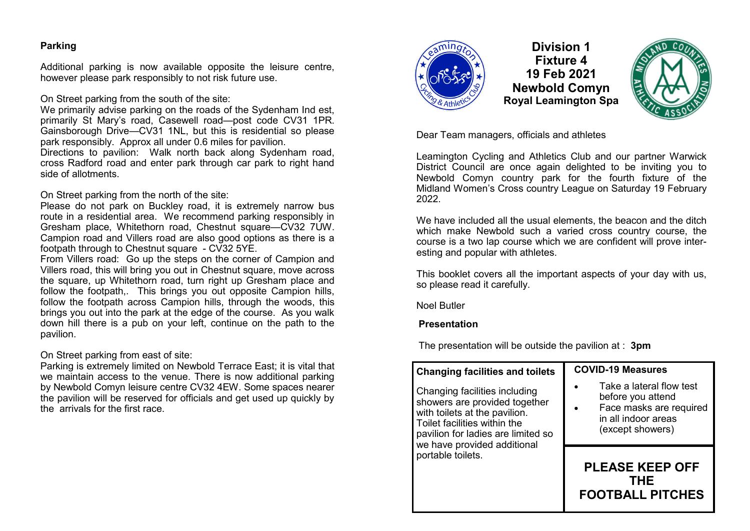## Parking

Additional parking is now available opposite the leisure centre, however please park responsibly to not risk future use.

On Street parking from the south of the site:
We primarily advise parking on the roads of the Sydenham Ind est, primarily St Mary's road, Casewell road—post code CV31 1PR. Gainsborough Drive—CV31 1NL, but this is residential so please park responsibly. Approx all under 0.6 miles for pavilion.
Directions to pavilion: Walk north back along Sydenham road, cross Radford road and enter park through car park to right hand side of allotments.

On Street parking from the north of the site:
Please do not park on Buckley road, it is extremely narrow bus route in a residential area. We recommend parking responsibly in Gresham place, Whitethorn road, Chestnut square—CV32 7UW. Campion road and Villers road are also good options as there is a footpath through to Chestnut square - CV32 5YE.
From Villers road: Go up the steps on the corner of Campion and Villers road, this will bring you out in Chestnut square, move across the square, up Whitethorn road, turn right up Gresham place and follow the footpath,. This brings you out opposite Campion hills, follow the footpath across Campion hills, through the woods, this brings you out into the park at the edge of the course. As you walk down hill there is a pub on your left, continue on the path to the pavilion.

On Street parking from east of site:
Parking is extremely limited on Newbold Terrace East; it is vital that we maintain access to the venue. There is now additional parking by Newbold Comyn leisure centre CV32 4EW. Some spaces nearer the pavilion will be reserved for officials and get used up quickly by the arrivals for the first race.

# Division 1
# Fixture 4
# 19 Feb 2021
# Newbold Comyn
**Royal Leamington Spa**

Dear Team managers, officials and athletes

Leamington Cycling and Athletics Club and our partner Warwick District Council are once again delighted to be inviting you to Newbold Comyn country park for the fourth fixture of the Midland Women's Cross country League on Saturday 19 February 2022.

We have included all the usual elements, the beacon and the ditch which make Newbold such a varied cross country course, the course is a two lap course which we are confident will prove interesting and popular with athletes.

This booklet covers all the important aspects of your day with us, so please read it carefully.

Noel Butler

**Presentation**

The presentation will be outside the pavilion at : **3pm**

**Changing facilities and toilets**

Changing facilities including showers are provided together with toilets at the pavilion. Toilet facilities within the pavilion for ladies are limited so we have provided additional portable toilets.

**COVID-19 Measures**

- Take a lateral flow test before you attend
- Face masks are required in all indoor areas (except showers)

**PLEASE KEEP OFF THE FOOTBALL PITCHES**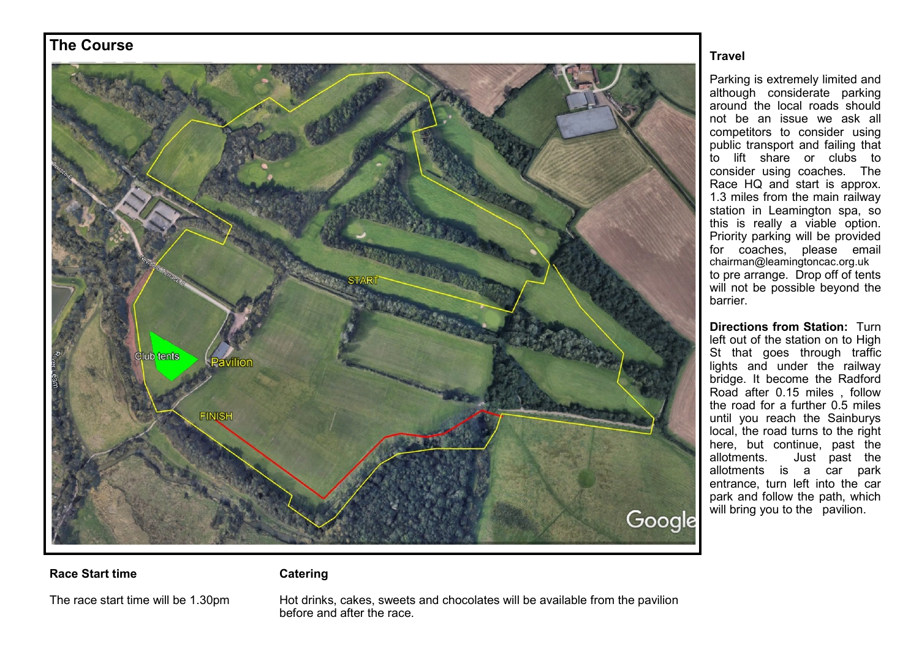## The Course

START

FINISH

Club tents

Pavilion

River Leam

Google

### Travel

Parking is extremely limited and although considerate parking around the local roads should not be an issue we ask all competitors to consider using public transport and failing that to lift share or clubs to consider using coaches. The Race HQ and start is approx. 1.3 miles from the main railway station in Leamington spa, so this is really a viable option. Priority parking will be provided for coaches, please email chairman@leamingtoncac.org.uk to pre arrange. Drop off of tents will not be possible beyond the barrier.

**Directions from Station:** Turn left out of the station on to High St that goes through traffic lights and under the railway bridge. It become the Radford Road after 0.15 miles , follow the road for a further 0.5 miles until you reach the Sainburys local, the road turns to the right here, but continue, past the allotments. Just past the allotments is a car park entrance, turn left into the car park and follow the path, which will bring you to the pavilion.

### Race Start time

The race start time will be 1.30pm

### Catering

Hot drinks, cakes, sweets and chocolates will be available from the pavilion before and after the race.